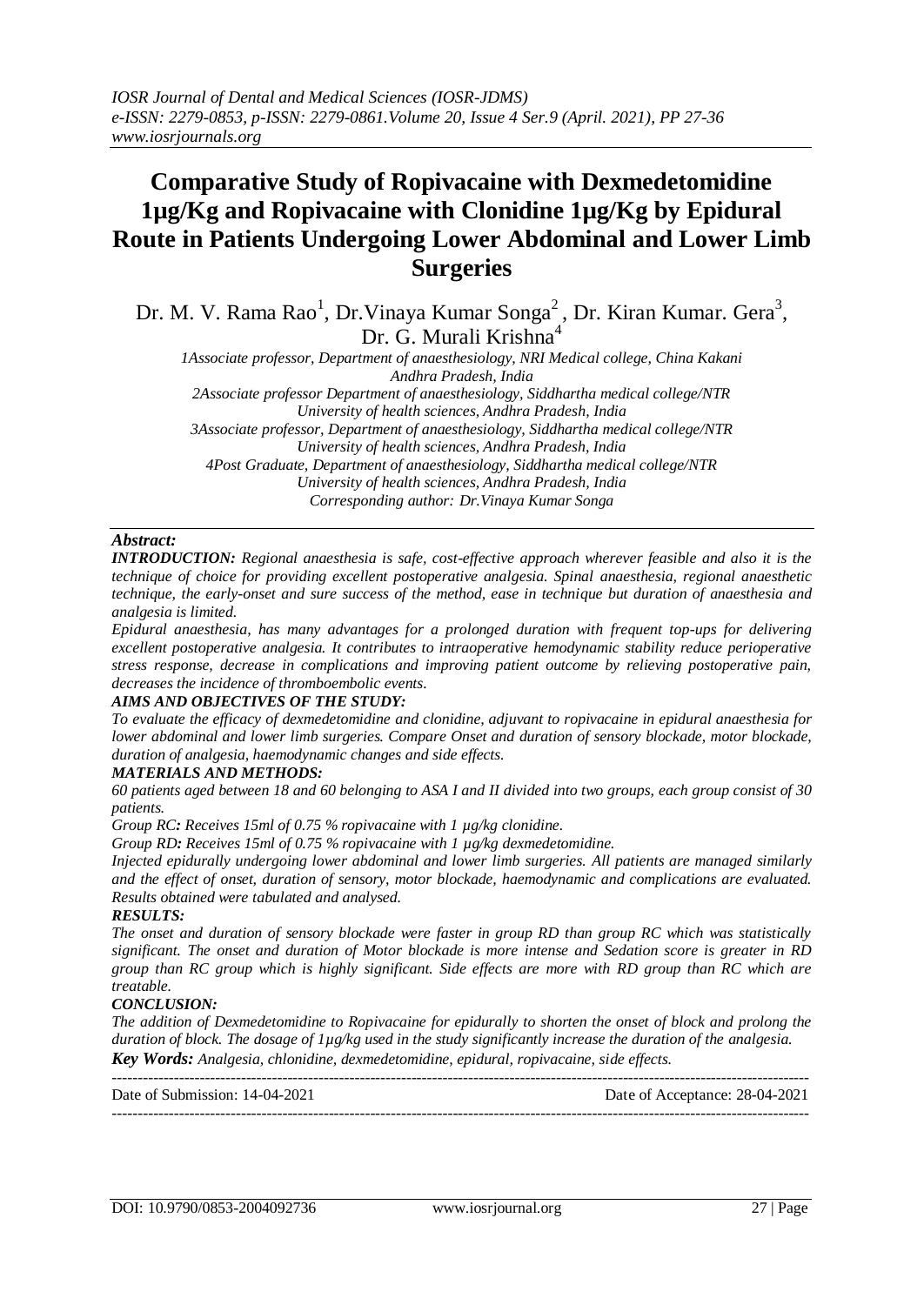# Comparative Study of Ropivacaine with Dexmedetomidine 1µg/Kg and Ropivacaine with Clonidine 1µg/Kg by Epidural Route in Patients Undergoing Lower Abdominal and Lower Limb Surgeries

Dr. M. V. Rama Rao[1], Dr.Vinaya Kumar Songa[2], Dr. Kiran Kumar. Gera[3], Dr. G. Murali Krishna[4]

*1Associate professor, Department of anaesthesiology, NRI Medical college, China Kakani Andhra Pradesh, India*
*2Associate professor Department of anaesthesiology, Siddhartha medical college/NTR University of health sciences, Andhra Pradesh, India*
*3Associate professor, Department of anaesthesiology, Siddhartha medical college/NTR University of health sciences, Andhra Pradesh, India*
*4Post Graduate, Department of anaesthesiology, Siddhartha medical college/NTR University of health sciences, Andhra Pradesh, India*
*Corresponding author: Dr.Vinaya Kumar Songa*

## *Abstract:*

***INTRODUCTION:*** *Regional anaesthesia is safe, cost-effective approach wherever feasible and also it is the technique of choice for providing excellent postoperative analgesia. Spinal anaesthesia, regional anaesthetic technique, the early-onset and sure success of the method, ease in technique but duration of anaesthesia and analgesia is limited.*

*Epidural anaesthesia, has many advantages for a prolonged duration with frequent top-ups for delivering excellent postoperative analgesia. It contributes to intraoperative hemodynamic stability reduce perioperative stress response, decrease in complications and improving patient outcome by relieving postoperative pain, decreases the incidence of thromboembolic events.*

***AIMS AND OBJECTIVES OF THE STUDY:***

*To evaluate the efficacy of dexmedetomidine and clonidine, adjuvant to ropivacaine in epidural anaesthesia for lower abdominal and lower limb surgeries. Compare Onset and duration of sensory blockade, motor blockade, duration of analgesia, haemodynamic changes and side effects.*

***MATERIALS AND METHODS:***

*60 patients aged between 18 and 60 belonging to ASA I and II divided into two groups, each group consist of 30 patients.*

*Group RC**:** Receives 15ml of 0.75 % ropivacaine with 1 µg/kg clonidine.*

*Group RD**:** Receives 15ml of 0.75 % ropivacaine with 1 µg/kg dexmedetomidine.*

*Injected epidurally undergoing lower abdominal and lower limb surgeries. All patients are managed similarly and the effect of onset, duration of sensory, motor blockade, haemodynamic and complications are evaluated. Results obtained were tabulated and analysed.*

***RESULTS:***

*The onset and duration of sensory blockade were faster in group RD than group RC which was statistically significant. The onset and duration of Motor blockade is more intense and Sedation score is greater in RD group than RC group which is highly significant. Side effects are more with RD group than RC which are treatable.*

***CONCLUSION:***

*The addition of Dexmedetomidine to Ropivacaine for epidurally to shorten the onset of block and prolong the duration of block. The dosage of 1µg/kg used in the study significantly increase the duration of the analgesia.*

***Key Words:*** *Analgesia, chlonidine, dexmedetomidine, epidural, ropivacaine, side effects.*

---

Date of Submission: 14-04-2021 Date of Acceptance: 28-04-2021

---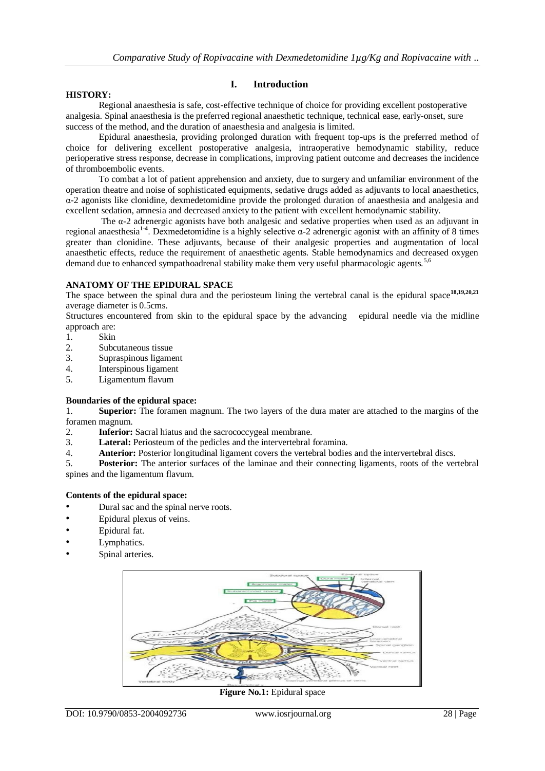## I. Introduction

**HISTORY:**

Regional anaesthesia is safe, cost-effective technique of choice for providing excellent postoperative analgesia. Spinal anaesthesia is the preferred regional anaesthetic technique, technical ease, early-onset, sure success of the method, and the duration of anaesthesia and analgesia is limited.

Epidural anaesthesia, providing prolonged duration with frequent top-ups is the preferred method of choice for delivering excellent postoperative analgesia, intraoperative hemodynamic stability, reduce perioperative stress response, decrease in complications, improving patient outcome and decreases the incidence of thromboembolic events.

To combat a lot of patient apprehension and anxiety, due to surgery and unfamiliar environment of the operation theatre and noise of sophisticated equipments, sedative drugs added as adjuvants to local anaesthetics, α-2 agonists like clonidine, dexmedetomidine provide the prolonged duration of anaesthesia and analgesia and excellent sedation, amnesia and decreased anxiety to the patient with excellent hemodynamic stability.

The α-2 adrenergic agonists have both analgesic and sedative properties when used as an adjuvant in regional anaesthesia[1-4]. Dexmedetomidine is a highly selective α-2 adrenergic agonist with an affinity of 8 times greater than clonidine. These adjuvants, because of their analgesic properties and augmentation of local anaesthetic effects, reduce the requirement of anaesthetic agents. Stable hemodynamics and decreased oxygen demand due to enhanced sympathoadrenal stability make them very useful pharmacologic agents.[5,6]

**ANATOMY OF THE EPIDURAL SPACE**

The space between the spinal dura and the periosteum lining the vertebral canal is the epidural space[18,19,20,21] average diameter is 0.5cms.

Structures encountered from skin to the epidural space by the advancing epidural needle via the midline approach are:

1. Skin
2. Subcutaneous tissue
3. Supraspinous ligament
4. Interspinous ligament
5. Ligamentum flavum

**Boundaries of the epidural space:**

1. **Superior:** The foramen magnum. The two layers of the dura mater are attached to the margins of the foramen magnum.
2. **Inferior:** Sacral hiatus and the sacrococcygeal membrane.
3. **Lateral:** Periosteum of the pedicles and the intervertebral foramina.
4. **Anterior:** Posterior longitudinal ligament covers the vertebral bodies and the intervertebral discs.
5. **Posterior:** The anterior surfaces of the laminae and their connecting ligaments, roots of the vertebral spines and the ligamentum flavum.

**Contents of the epidural space:**

- Dural sac and the spinal nerve roots.
- Epidural plexus of veins.
- Epidural fat.
- Lymphatics.
- Spinal arteries.

**Figure No.1:** Epidural space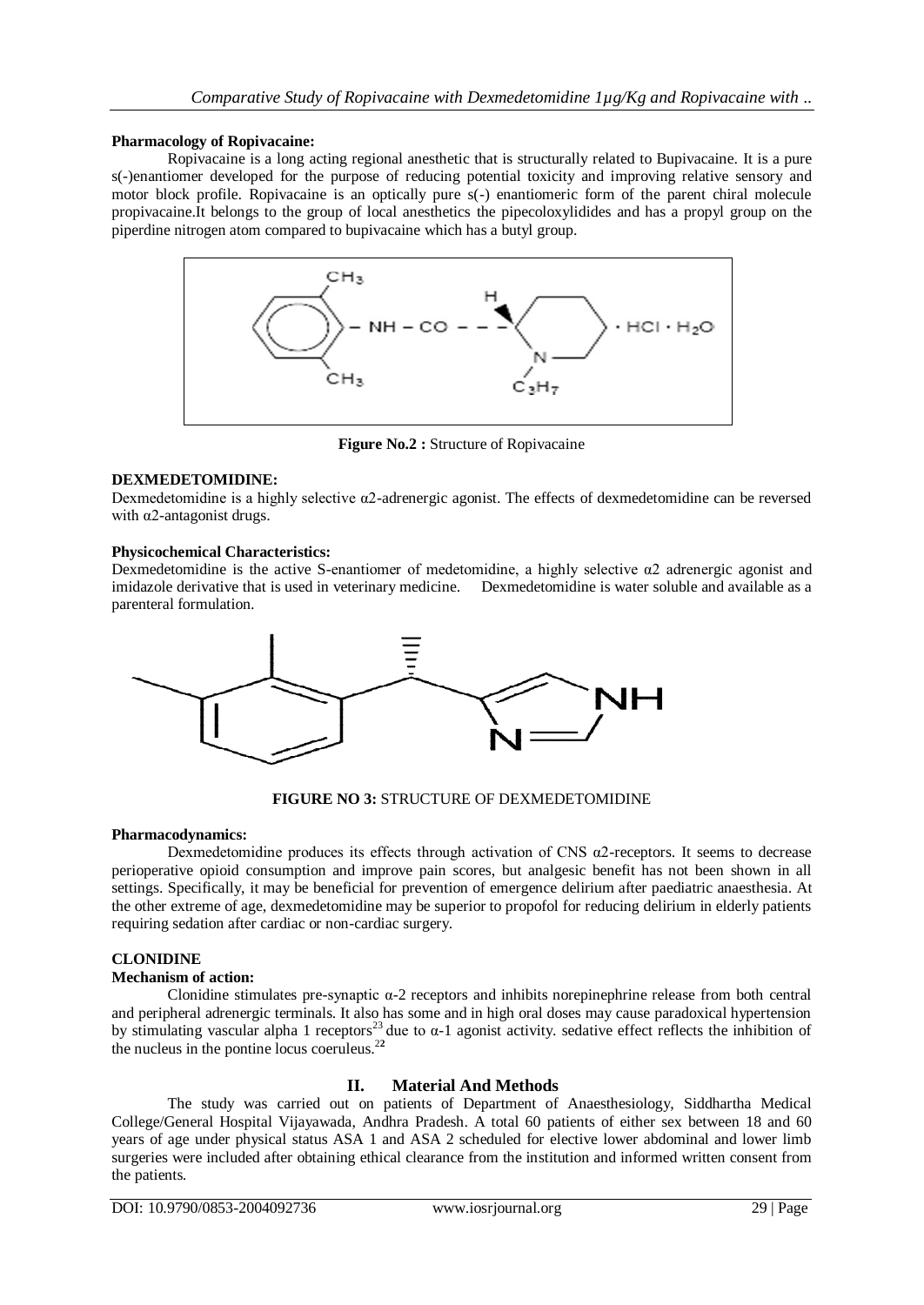**Pharmacology of Ropivacaine:**

Ropivacaine is a long acting regional anesthetic that is structurally related to Bupivacaine. It is a pure s(-)enantiomer developed for the purpose of reducing potential toxicity and improving relative sensory and motor block profile. Ropivacaine is an optically pure s(-) enantiomeric form of the parent chiral molecule propivacaine.It belongs to the group of local anesthetics the pipecoloxylidides and has a propyl group on the piperdine nitrogen atom compared to bupivacaine which has a butyl group.

**Figure No.2 :** Structure of Ropivacaine

**DEXMEDETOMIDINE:**

Dexmedetomidine is a highly selective α2-adrenergic agonist. The effects of dexmedetomidine can be reversed with α2-antagonist drugs.

**Physicochemical Characteristics:**

Dexmedetomidine is the active S-enantiomer of medetomidine, a highly selective α2 adrenergic agonist and imidazole derivative that is used in veterinary medicine. Dexmedetomidine is water soluble and available as a parenteral formulation.

**FIGURE NO 3:** STRUCTURE OF DEXMEDETOMIDINE

**Pharmacodynamics:**

Dexmedetomidine produces its effects through activation of CNS α2-receptors. It seems to decrease perioperative opioid consumption and improve pain scores, but analgesic benefit has not been shown in all settings. Specifically, it may be beneficial for prevention of emergence delirium after paediatric anaesthesia. At the other extreme of age, dexmedetomidine may be superior to propofol for reducing delirium in elderly patients requiring sedation after cardiac or non-cardiac surgery.

**CLONIDINE**

**Mechanism of action:**

Clonidine stimulates pre-synaptic α-2 receptors and inhibits norepinephrine release from both central and peripheral adrenergic terminals. It also has some and in high oral doses may cause paradoxical hypertension by stimulating vascular alpha 1 receptors[23] due to α-1 agonist activity. sedative effect reflects the inhibition of the nucleus in the pontine locus coeruleus.[22]

## II. Material And Methods

The study was carried out on patients of Department of Anaesthesiology, Siddhartha Medical College/General Hospital Vijayawada, Andhra Pradesh. A total 60 patients of either sex between 18 and 60 years of age under physical status ASA 1 and ASA 2 scheduled for elective lower abdominal and lower limb surgeries were included after obtaining ethical clearance from the institution and informed written consent from the patients.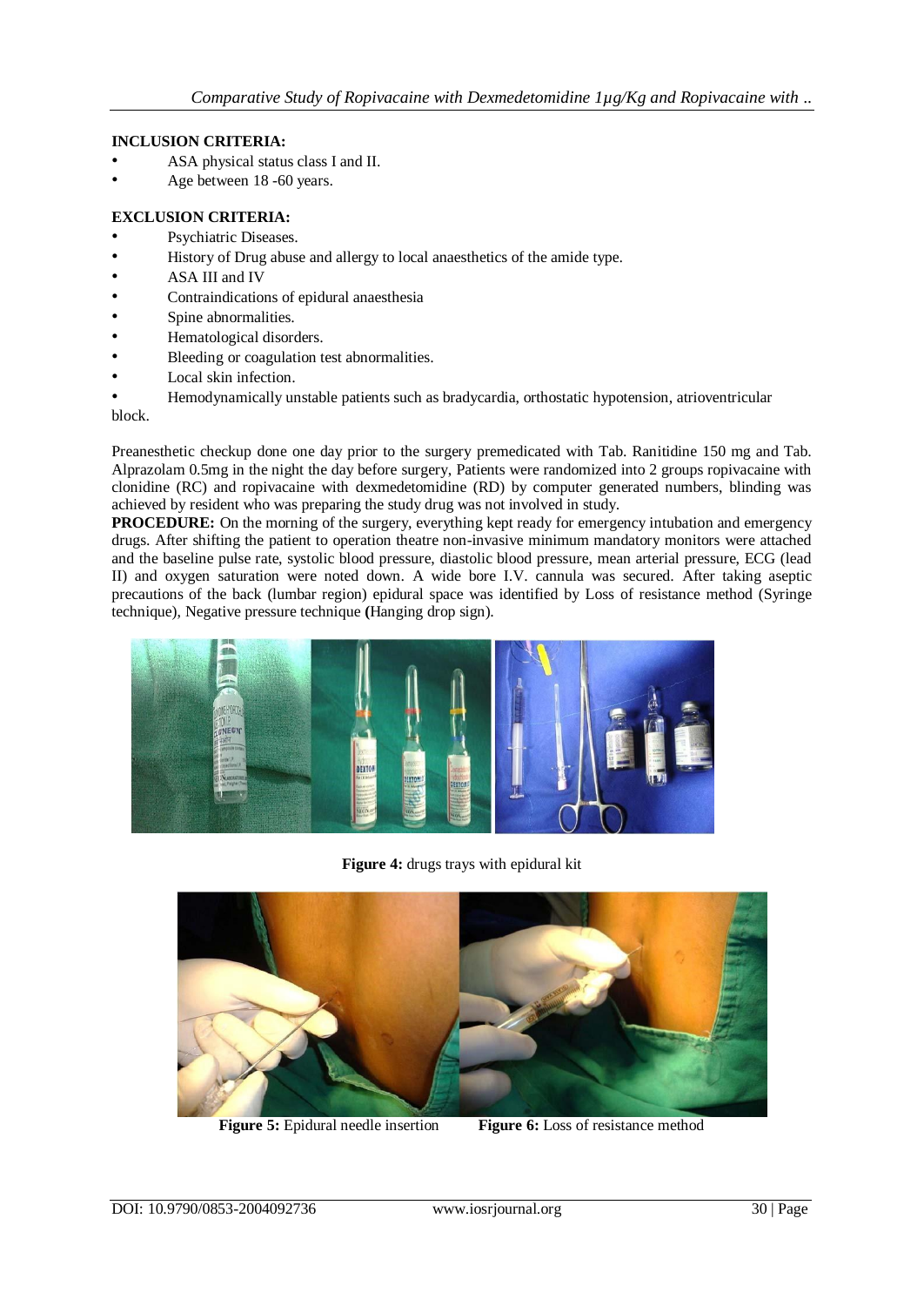**INCLUSION CRITERIA:**

- ASA physical status class I and II.
- Age between 18 -60 years.

**EXCLUSION CRITERIA:**

- Psychiatric Diseases.
- History of Drug abuse and allergy to local anaesthetics of the amide type.
- ASA III and IV
- Contraindications of epidural anaesthesia
- Spine abnormalities.
- Hematological disorders.
- Bleeding or coagulation test abnormalities.
- Local skin infection.
- Hemodynamically unstable patients such as bradycardia, orthostatic hypotension, atrioventricular block.

Preanesthetic checkup done one day prior to the surgery premedicated with Tab. Ranitidine 150 mg and Tab. Alprazolam 0.5mg in the night the day before surgery, Patients were randomized into 2 groups ropivacaine with clonidine (RC) and ropivacaine with dexmedetomidine (RD) by computer generated numbers, blinding was achieved by resident who was preparing the study drug was not involved in study.

**PROCEDURE:** On the morning of the surgery, everything kept ready for emergency intubation and emergency drugs. After shifting the patient to operation theatre non-invasive minimum mandatory monitors were attached and the baseline pulse rate, systolic blood pressure, diastolic blood pressure, mean arterial pressure, ECG (lead II) and oxygen saturation were noted down. A wide bore I.V. cannula was secured. After taking aseptic precautions of the back (lumbar region) epidural space was identified by Loss of resistance method (Syringe technique), Negative pressure technique **(**Hanging drop sign).

**Figure 4:** drugs trays with epidural kit

**Figure 5:** Epidural needle insertion **Figure 6:** Loss of resistance method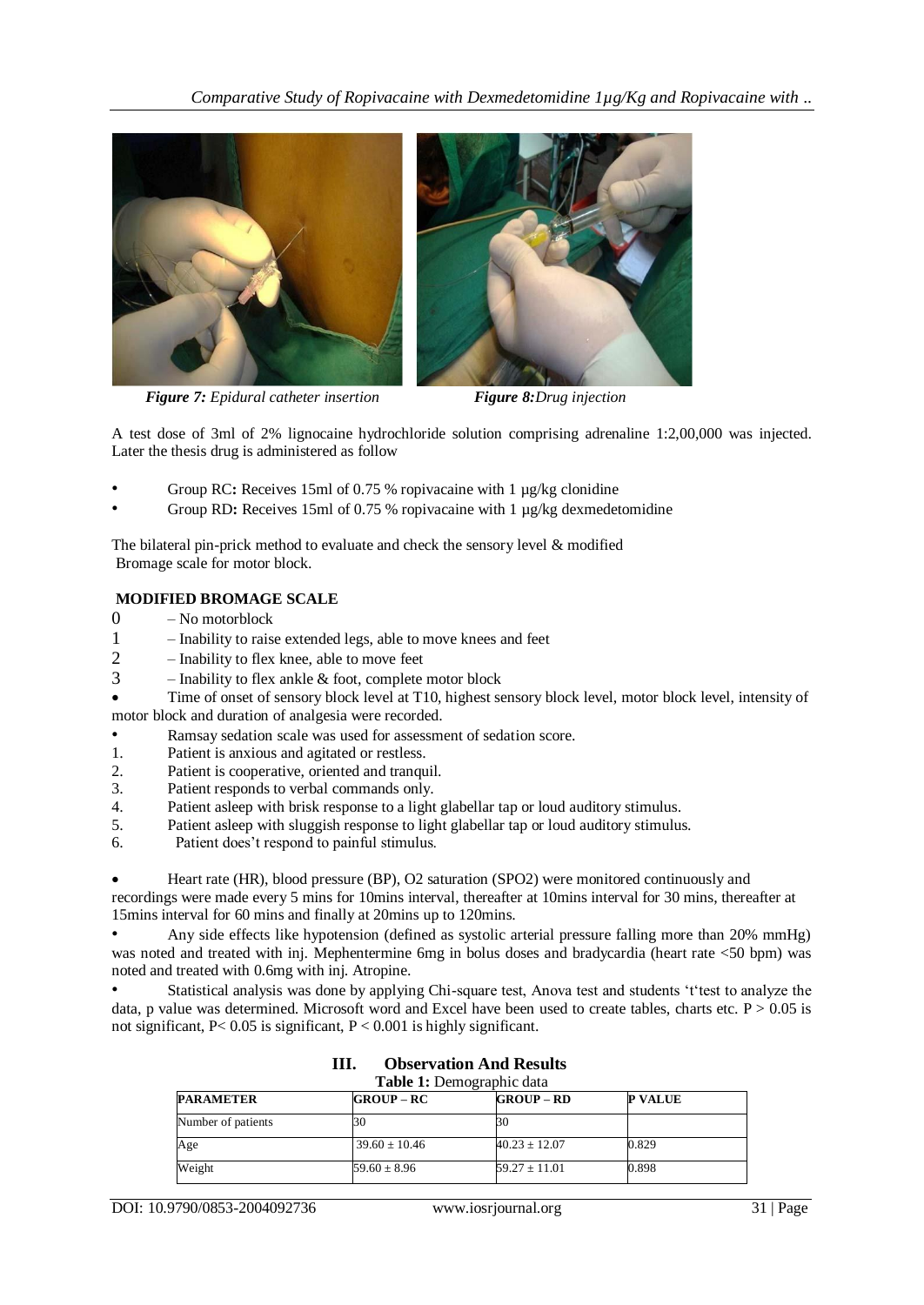*Figure 7: Epidural catheter insertion*

*Figure 8: Drug injection*

A test dose of 3ml of 2% lignocaine hydrochloride solution comprising adrenaline 1:2,00,000 was injected. Later the thesis drug is administered as follow

- Group RC**:** Receives 15ml of 0.75 % ropivacaine with 1 µg/kg clonidine
- Group RD**:** Receives 15ml of 0.75 % ropivacaine with 1 µg/kg dexmedetomidine

The bilateral pin-prick method to evaluate and check the sensory level & modified Bromage scale for motor block.

**MODIFIED BROMAGE SCALE**

0 – No motorblock
1 – Inability to raise extended legs, able to move knees and feet
2 – Inability to flex knee, able to move feet
3 – Inability to flex ankle & foot, complete motor block

- Time of onset of sensory block level at T10, highest sensory block level, motor block level, intensity of motor block and duration of analgesia were recorded.
- Ramsay sedation scale was used for assessment of sedation score.

1. Patient is anxious and agitated or restless.
2. Patient is cooperative, oriented and tranquil.
3. Patient responds to verbal commands only.
4. Patient asleep with brisk response to a light glabellar tap or loud auditory stimulus.
5. Patient asleep with sluggish response to light glabellar tap or loud auditory stimulus.
6. Patient does't respond to painful stimulus.

- Heart rate (HR), blood pressure (BP), O2 saturation (SPO2) were monitored continuously and recordings were made every 5 mins for 10mins interval, thereafter at 10mins interval for 30 mins, thereafter at 15mins interval for 60 mins and finally at 20mins up to 120mins.
- Any side effects like hypotension (defined as systolic arterial pressure falling more than 20% mmHg) was noted and treated with inj. Mephentermine 6mg in bolus doses and bradycardia (heart rate <50 bpm) was noted and treated with 0.6mg with inj. Atropine.
- Statistical analysis was done by applying Chi-square test, Anova test and students 't'test to analyze the data, p value was determined. Microsoft word and Excel have been used to create tables, charts etc. $P > 0.05$ is not significant, $P < 0.05$ is significant, $P < 0.001$ is highly significant.

## III. Observation And Results

**Table 1:** Demographic data

| PARAMETER | GROUP – RC | GROUP – RD | P VALUE |
|---|---|---|---|
| Number of patients | 30 | 30 | |
| Age | 39.60 ± 10.46 | 40.23 ± 12.07 | 0.829 |
| Weight | 59.60 ± 8.96 | 59.27 ± 11.01 | 0.898 |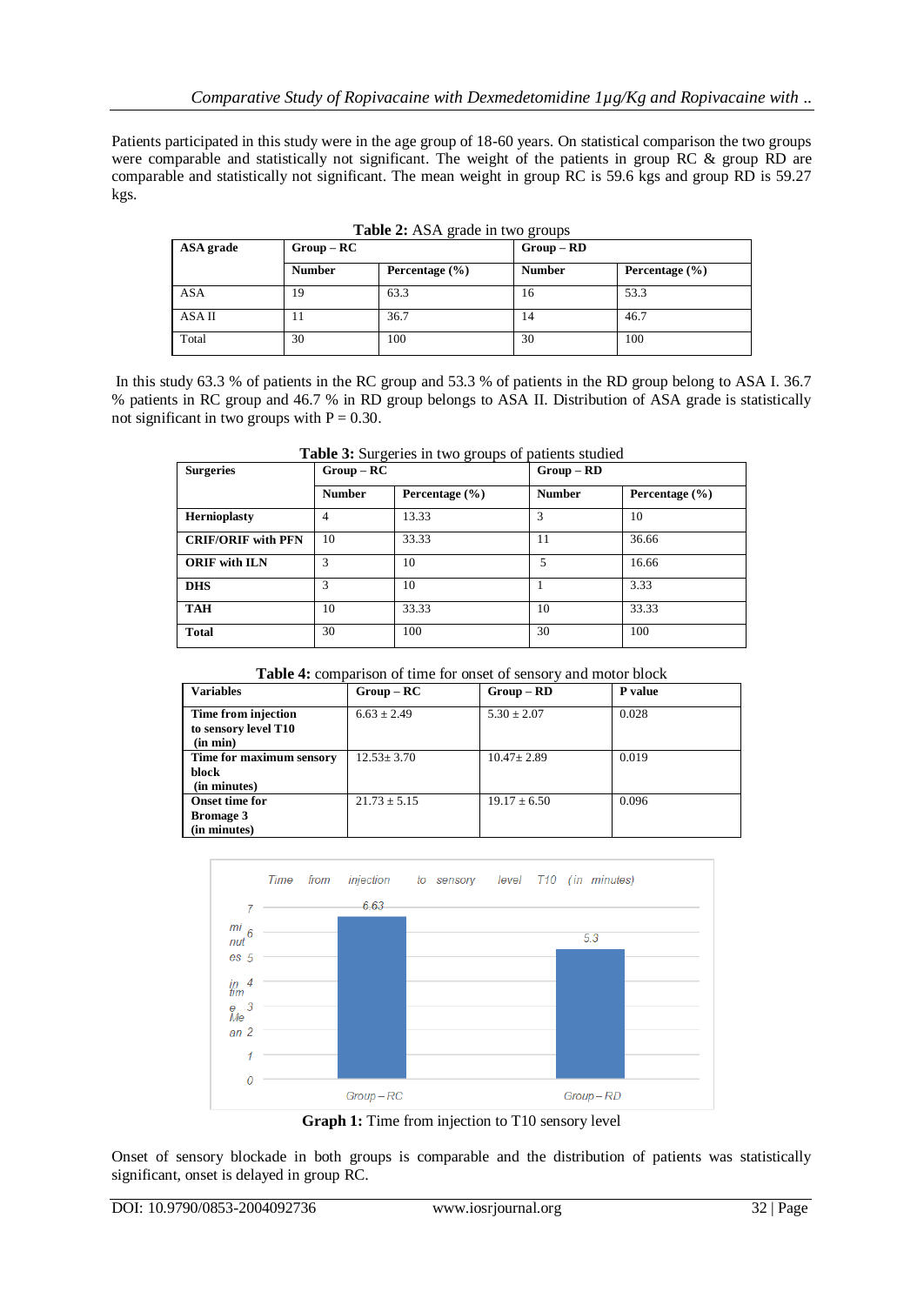Patients participated in this study were in the age group of 18-60 years. On statistical comparison the two groups were comparable and statistically not significant. The weight of the patients in group RC & group RD are comparable and statistically not significant. The mean weight in group RC is 59.6 kgs and group RD is 59.27 kgs.

**Table 2:** ASA grade in two groups

| ASA grade | Group – RC | | Group – RD | |
|---|---|---|---|---|
| | **Number** | **Percentage (%)** | **Number** | **Percentage (%)** |
| ASA | 19 | 63.3 | 16 | 53.3 |
| ASA II | 11 | 36.7 | 14 | 46.7 |
| Total | 30 | 100 | 30 | 100 |

In this study 63.3 % of patients in the RC group and 53.3 % of patients in the RD group belong to ASA I. 36.7 % patients in RC group and 46.7 % in RD group belongs to ASA II. Distribution of ASA grade is statistically not significant in two groups with P = 0.30.

**Table 3:** Surgeries in two groups of patients studied

| Surgeries | Group – RC | | Group – RD | |
|---|---|---|---|---|
| | **Number** | **Percentage (%)** | **Number** | **Percentage (%)** |
| **Hernioplasty** | 4 | 13.33 | 3 | 10 |
| **CRIF/ORIF with PFN** | 10 | 33.33 | 11 | 36.66 |
| **ORIF with ILN** | 3 | 10 | 5 | 16.66 |
| **DHS** | 3 | 10 | 1 | 3.33 |
| **TAH** | 10 | 33.33 | 10 | 33.33 |
| **Total** | 30 | 100 | 30 | 100 |

**Table 4:** comparison of time for onset of sensory and motor block

| Variables | Group – RC | Group – RD | P value |
|---|---|---|---|
| **Time from injection to sensory level T10 (in min)** | 6.63 ± 2.49 | 5.30 ± 2.07 | 0.028 |
| **Time for maximum sensory block (in minutes)** | 12.53± 3.70 | 10.47± 2.89 | 0.019 |
| **Onset time for Bromage 3 (in minutes)** | 21.73 ± 5.15 | 19.17 ± 6.50 | 0.096 |

**Graph 1:** Time from injection to T10 sensory level

Onset of sensory blockade in both groups is comparable and the distribution of patients was statistically significant, onset is delayed in group RC.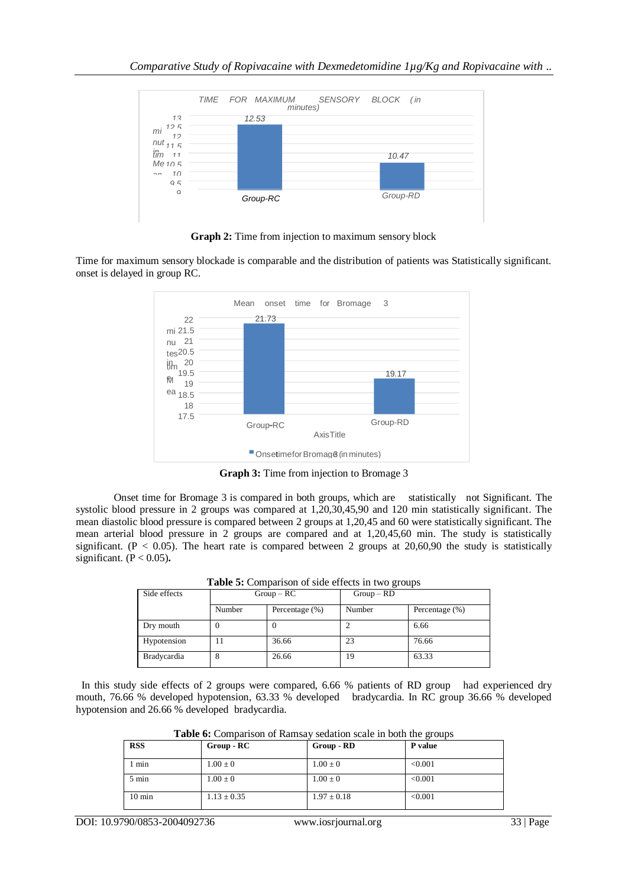**Graph 2:** Time from injection to maximum sensory block

Time for maximum sensory blockade is comparable and the distribution of patients was Statistically significant. onset is delayed in group RC.

**Graph 3:** Time from injection to Bromage 3

Onset time for Bromage 3 is compared in both groups, which are statistically not Significant. The systolic blood pressure in 2 groups was compared at 1,20,30,45,90 and 120 min statistically significant. The mean diastolic blood pressure is compared between 2 groups at 1,20,45 and 60 were statistically significant. The mean arterial blood pressure in 2 groups are compared and at 1,20,45,60 min. The study is statistically significant. ($P < 0.05$). The heart rate is compared between 2 groups at 20,60,90 the study is statistically significant. ($P < 0.05$).

**Table 5:** Comparison of side effects in two groups

| Side effects | Group – RC | | Group – RD | |
|---|---|---|---|---|
| | Number | Percentage (%) | Number | Percentage (%) |
| Dry mouth | 0 | 0 | 2 | 6.66 |
| Hypotension | 11 | 36.66 | 23 | 76.66 |
| Bradycardia | 8 | 26.66 | 19 | 63.33 |

In this study side effects of 2 groups were compared, 6.66 % patients of RD group had experienced dry mouth, 76.66 % developed hypotension, 63.33 % developed bradycardia. In RC group 36.66 % developed hypotension and 26.66 % developed bradycardia.

**Table 6:** Comparison of Ramsay sedation scale in both the groups

| RSS | Group - RC | Group - RD | P value |
|---|---|---|---|
| 1 min | 1.00 ± 0 | 1.00 ± 0 | <0.001 |
| 5 min | 1.00 ± 0 | 1.00 ± 0 | <0.001 |
| 10 min | 1.13 ± 0.35 | 1.97 ± 0.18 | <0.001 |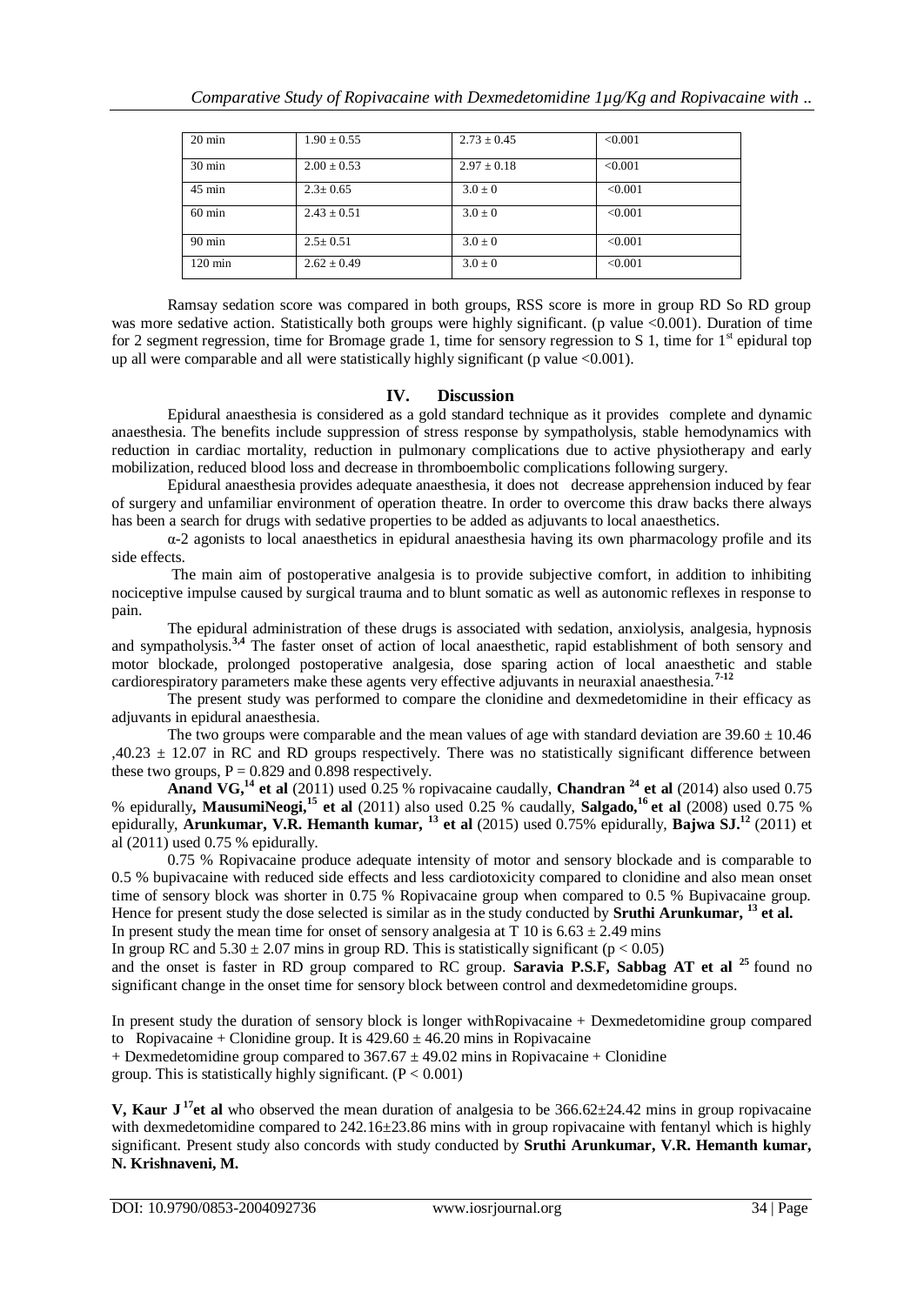| 20 min | 1.90 ± 0.55 | 2.73 ± 0.45 | <0.001 |
|---|---|---|---|
| 30 min | 2.00 ± 0.53 | 2.97 ± 0.18 | <0.001 |
| 45 min | 2.3± 0.65 | 3.0 ± 0 | <0.001 |
| 60 min | 2.43 ± 0.51 | 3.0 ± 0 | <0.001 |
| 90 min | 2.5± 0.51 | 3.0 ± 0 | <0.001 |
| 120 min | 2.62 ± 0.49 | 3.0 ± 0 | <0.001 |

Ramsay sedation score was compared in both groups, RSS score is more in group RD So RD group was more sedative action. Statistically both groups were highly significant. (p value <0.001). Duration of time for 2 segment regression, time for Bromage grade 1, time for sensory regression to S 1, time for 1st epidural top up all were comparable and all were statistically highly significant (p value <0.001).

## IV. Discussion

Epidural anaesthesia is considered as a gold standard technique as it provides complete and dynamic anaesthesia. The benefits include suppression of stress response by sympatholysis, stable hemodynamics with reduction in cardiac mortality, reduction in pulmonary complications due to active physiotherapy and early mobilization, reduced blood loss and decrease in thromboembolic complications following surgery.

Epidural anaesthesia provides adequate anaesthesia, it does not decrease apprehension induced by fear of surgery and unfamiliar environment of operation theatre. In order to overcome this draw backs there always has been a search for drugs with sedative properties to be added as adjuvants to local anaesthetics.

α-2 agonists to local anaesthetics in epidural anaesthesia having its own pharmacology profile and its side effects.

The main aim of postoperative analgesia is to provide subjective comfort, in addition to inhibiting nociceptive impulse caused by surgical trauma and to blunt somatic as well as autonomic reflexes in response to pain.

The epidural administration of these drugs is associated with sedation, anxiolysis, analgesia, hypnosis and sympatholysis.[3,4] The faster onset of action of local anaesthetic, rapid establishment of both sensory and motor blockade, prolonged postoperative analgesia, dose sparing action of local anaesthetic and stable cardiorespiratory parameters make these agents very effective adjuvants in neuraxial anaesthesia.[7-12]

The present study was performed to compare the clonidine and dexmedetomidine in their efficacy as adjuvants in epidural anaesthesia.

The two groups were comparable and the mean values of age with standard deviation are 39.60 ± 10.46 ,40.23 ± 12.07 in RC and RD groups respectively. There was no statistically significant difference between these two groups, P = 0.829 and 0.898 respectively.

**Anand VG,[14] et al** (2011) used 0.25 % ropivacaine caudally, **Chandran [24] et al** (2014) also used 0.75 % epidurally**, MausumiNeogi,[15] et al** (2011) also used 0.25 % caudally, **Salgado,[16] et al** (2008) used 0.75 % epidurally, **Arunkumar, V.R. Hemanth kumar, [13] et al** (2015) used 0.75% epidurally, **Bajwa SJ.[12]** (2011) et al (2011) used 0.75 % epidurally.

0.75 % Ropivacaine produce adequate intensity of motor and sensory blockade and is comparable to 0.5 % bupivacaine with reduced side effects and less cardiotoxicity compared to clonidine and also mean onset time of sensory block was shorter in 0.75 % Ropivacaine group when compared to 0.5 % Bupivacaine group. Hence for present study the dose selected is similar as in the study conducted by **Sruthi Arunkumar, [13] et al.**

In present study the mean time for onset of sensory analgesia at T 10 is 6.63 ± 2.49 mins

In group RC and 5.30 ± 2.07 mins in group RD. This is statistically significant ($p < 0.05$)

and the onset is faster in RD group compared to RC group. **Saravia P.S.F, Sabbag AT et al [25]** found no significant change in the onset time for sensory block between control and dexmedetomidine groups.

In present study the duration of sensory block is longer withRopivacaine + Dexmedetomidine group compared to Ropivacaine + Clonidine group. It is 429.60 ± 46.20 mins in Ropivacaine

+ Dexmedetomidine group compared to 367.67 ± 49.02 mins in Ropivacaine + Clonidine

group. This is statistically highly significant. ($P < 0.001$)

**V, Kaur J[17]et al** who observed the mean duration of analgesia to be 366.62±24.42 mins in group ropivacaine with dexmedetomidine compared to 242.16±23.86 mins with in group ropivacaine with fentanyl which is highly significant. Present study also concords with study conducted by **Sruthi Arunkumar, V.R. Hemanth kumar, N. Krishnaveni, M.**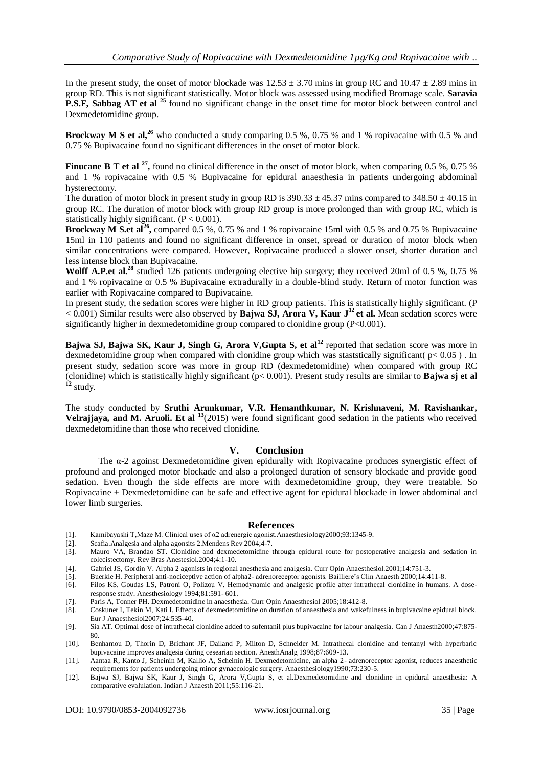In the present study, the onset of motor blockade was $12.53 \pm 3.70$ mins in group RC and $10.47 \pm 2.89$ mins in group RD. This is not significant statistically. Motor block was assessed using modified Bromage scale. **Saravia P.S.F, Sabbag AT et al** [25] found no significant change in the onset time for motor block between control and Dexmedetomidine group.

**Brockway M S et al,**[26] who conducted a study comparing 0.5 %, 0.75 % and 1 % ropivacaine with 0.5 % and 0.75 % Bupivacaine found no significant differences in the onset of motor block.

**Finucane B T et al** [27]**,** found no clinical difference in the onset of motor block, when comparing 0.5 %, 0.75 % and 1 % ropivacaine with 0.5 % Bupivacaine for epidural anaesthesia in patients undergoing abdominal hysterectomy.

The duration of motor block in present study in group RD is $390.33 \pm 45.37$ mins compared to $348.50 \pm 40.15$ in group RC. The duration of motor block with group RD group is more prolonged than with group RC, which is statistically highly significant. ($P < 0.001$).

**Brockway M S.et al**[26]**,** compared 0.5 %, 0.75 % and 1 % ropivacaine 15ml with 0.5 % and 0.75 % Bupivacaine 15ml in 110 patients and found no significant difference in onset, spread or duration of motor block when similar concentrations were compared. However, Ropivacaine produced a slower onset, shorter duration and less intense block than Bupivacaine.

**Wolff A.P.et al.**[28] studied 126 patients undergoing elective hip surgery; they received 20ml of 0.5 %, 0.75 % and 1 % ropivacaine or 0.5 % Bupivacaine extradurally in a double-blind study. Return of motor function was earlier with Ropivacaine compared to Bupivacaine.

In present study, the sedation scores were higher in RD group patients. This is statistically highly significant. ($P < 0.001$) Similar results were also observed by **Bajwa SJ, Arora V, Kaur J**[12] **et al.** Mean sedation scores were significantly higher in dexmedetomidine group compared to clonidine group ($P<0.001$).

**Bajwa SJ, Bajwa SK, Kaur J, Singh G, Arora V,Gupta S, et al**[12] reported that sedation score was more in dexmedetomidine group when compared with clonidine group which was staststically significant( $p< 0.05$ ) . In present study, sedation score was more in group RD (dexmedetomidine) when compared with group RC (clonidine) which is statistically highly significant ($p< 0.001$). Present study results are similar to **Bajwa sj et al** [12] study.

The study conducted by **Sruthi Arunkumar, V.R. Hemanthkumar, N. Krishnaveni, M. Ravishankar, Velrajjaya, and M. Aruoli. Et al** [13](2015) were found significant good sedation in the patients who received dexmedetomidine than those who received clonidine.

## V. Conclusion

The α-2 agoinst Dexmedetomidine given epidurally with Ropivacaine produces synergistic effect of profound and prolonged motor blockade and also a prolonged duration of sensory blockade and provide good sedation. Even though the side effects are more with dexmedetomidine group, they were treatable. So Ropivacaine + Dexmedetomidine can be safe and effective agent for epidural blockade in lower abdominal and lower limb surgeries.

## References

[1]. Kamibayashi T,Maze M. Clinical uses of α2 adrenergic agonist.Anaesthesiology2000;93:1345-9.

[2]. Scafia.Analgesia and alpha agonsits 2.Mendens Rev 2004;4-7.

[3]. Mauro VA, Brandao ST. Clonidine and dexmedetomidine through epidural route for postoperative analgesia and sedation in colecistectomy. Rev Bras Anestesiol.2004;4:1-10.

[4]. Gabriel JS, Gordin V. Alpha 2 agonists in regional anesthesia and analgesia. Curr Opin Anaesthesiol.2001;14:751-3.

[5]. Buerkle H. Peripheral anti-nociceptive action of alpha2- adrenoreceptor agonists. Bailliere's Clin Anaesth 2000;14:411-8.

[6]. Filos KS, Goudas LS, Patroni O, Polizou V. Hemodynamic and analgesic profile after intrathecal clonidine in humans. A dose-response study. Anesthesiology 1994;81:591- 601.

[7]. Paris A, Tonner PH. Dexmedetomidine in anaesthesia. Curr Opin Anaesthesiol 2005;18:412-8.

[8]. Coskuner I, Tekin M, Kati I. Effects of dexmedetomidine on duration of anaesthesia and wakefulness in bupivacaine epidural block. Eur J Anaesthesiol2007;24:535-40.

[9]. Sia AT. Optimal dose of intrathecal clonidine added to sufentanil plus bupivacaine for labour analgesia. Can J Anaesth2000;47:875-80.

[10]. Benhamou D, Thorin D, Brichant JF, Dailand P, Milton D, Schneider M. Intrathecal clonidine and fentanyl with hyperbaric bupivacaine improves analgesia during cesearian section. AnesthAnalg 1998;87:609-13.

[11]. Aantaa R, Kanto J, Scheinin M, Kallio A, Scheinin H. Dexmedetomidine, an alpha 2- adrenoreceptor agonist, reduces anaesthetic requirements for patients undergoing minor gynaecologic surgery. Anaesthesiology1990;73:230-5.

[12]. Bajwa SJ, Bajwa SK, Kaur J, Singh G, Arora V,Gupta S, et al.Dexmedetomidine and clonidine in epidural anaesthesia: A comparative evalulation. Indian J Anaesth 2011;55:116-21.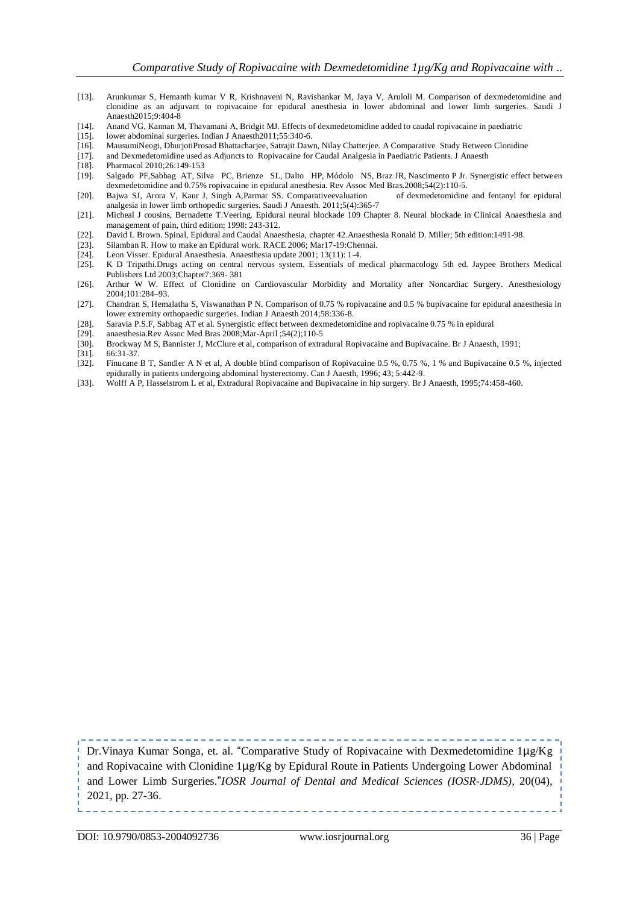[13]. Arunkumar S, Hemanth kumar V R, Krishnaveni N, Ravishankar M, Jaya V, Aruloli M. Comparison of dexmedetomidine and clonidine as an adjuvant to ropivacaine for epidural anesthesia in lower abdominal and lower limb surgeries. Saudi J Anaesth2015;9:404-8

[14]. Anand VG, Kannan M, Thavamani A, Bridgit MJ. Effects of dexmedetomidine added to caudal ropivacaine in paediatric

[15]. lower abdominal surgeries. Indian J Anaesth2011;55:340-6.

[16]. MausumiNeogi, DhurjotiProsad Bhattacharjee, Satrajit Dawn, Nilay Chatterjee. A Comparative Study Between Clonidine

[17]. and Dexmedetomidine used as Adjuncts to Ropivacaine for Caudal Analgesia in Paediatric Patients. J Anaesth

[18]. Pharmacol 2010;26:149-153

[19]. Salgado PF,Sabbag AT, Silva PC, Brienze SL, Dalto HP, Módolo NS, Braz JR, Nascimento P Jr. Synergistic effect between dexmedetomidine and 0.75% ropivacaine in epidural anesthesia. Rev Assoc Med Bras.2008;54(2):110-5.

[20]. Bajwa SJ, Arora V, Kaur J, Singh A,Parmar SS. Comparativeevaluation of dexmedetomidine and fentanyl for epidural analgesia in lower limb orthopedic surgeries. Saudi J Anaesth. 2011;5(4):365-7

[21]. Micheal J cousins, Bernadette T.Veering. Epidural neural blockade 109 Chapter 8. Neural blockade in Clinical Anaesthesia and management of pain, third edition; 1998: 243-312.

[22]. David L Brown. Spinal, Epidural and Caudal Anaesthesia, chapter 42.Anaesthesia Ronald D. Miller; 5th edition:1491-98.

[23]. Silamban R. How to make an Epidural work. RACE 2006; Mar17-19:Chennai.

[24]. Leon Visser. Epidural Anaesthesia. Anaesthesia update 2001; 13(11): 1-4.

[25]. K D Tripathi.Drugs acting on central nervous system. Essentials of medical pharmacology 5th ed. Jaypee Brothers Medical Publishers Ltd 2003;Chapter7:369- 381

[26]. Arthur W W. Effect of Clonidine on Cardiovascular Morbidity and Mortality after Noncardiac Surgery. Anesthesiology 2004;101:284–93.

[27]. Chandran S, Hemalatha S, Viswanathan P N. Comparison of 0.75 % ropivacaine and 0.5 % bupivacaine for epidural anaesthesia in lower extremity orthopaedic surgeries. Indian J Anaesth 2014;58:336-8.

[28]. Saravia P.S.F, Sabbag AT et al. Synergistic effect between dexmedetomidine and ropivacaine 0.75 % in epidural

[29]. anaesthesia.Rev Assoc Med Bras 2008;Mar-April ;54(2);110-5

[30]. Brockway M S, Bannister J, McClure et al, comparison of extradural Ropivacaine and Bupivacaine. Br J Anaesth, 1991;

[31]. 66:31-37.

[32]. Finucane B T, Sandler A N et al, A double blind comparison of Ropivacaine 0.5 %, 0.75 %, 1 % and Bupivacaine 0.5 %, injected epidurally in patients undergoing abdominal hysterectomy. Can J Aaesth, 1996; 43; 5:442-9.

[33]. Wolff A P, Hasselstrom L et al, Extradural Ropivacaine and Bupivacaine in hip surgery. Br J Anaesth, 1995;74:458-460.

Dr.Vinaya Kumar Songa, et. al. "Comparative Study of Ropivacaine with Dexmedetomidine 1μg/Kg and Ropivacaine with Clonidine 1μg/Kg by Epidural Route in Patients Undergoing Lower Abdominal and Lower Limb Surgeries."*IOSR Journal of Dental and Medical Sciences (IOSR-JDMS)*, 20(04), 2021, pp. 27-36.